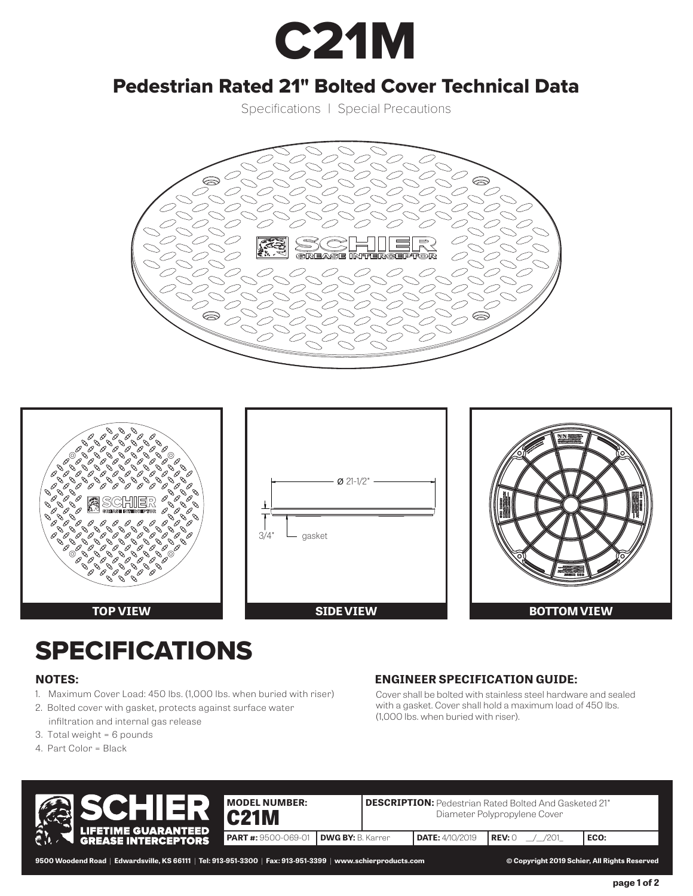# C21M

## Pedestrian Rated 21" Bolted Cover Technical Data

Specifications | Special Precautions

Ø 21-1/2"

3/4"

gasket

TOP VIEW

SIDE VIEW

BOTTOM VIEW

# SPECIFICATIONS

### NOTES:

1. Maximum Cover Load: 450 lbs. (1,000 lbs. when buried with riser)
2. Bolted cover with gasket, protects against surface water infiltration and internal gas release
3. Total weight = 6 pounds
4. Part Color = Black

### ENGINEER SPECIFICATION GUIDE:

Cover shall be bolted with stainless steel hardware and sealed with a gasket. Cover shall hold a maximum load of 450 lbs. (1,000 lbs. when buried with riser).

**SCHIER** LIFETIME GUARANTEED GREASE INTERCEPTORS

| | | | | |
|---|---|---|---|---|
| **MODEL NUMBER:** C21M | | **DESCRIPTION:** Pedestrian Rated Bolted And Gasketed 21" Diameter Polypropylene Cover | | |
| **PART #:** 9500-069-01 | **DWG BY:** B. Karrer | **DATE:** 4/10/2019 | **REV:** 0 __/__/201_ | **ECO:** |

9500 Woodend Road | Edwardsville, KS 66111 | Tel: 913-951-3300 | Fax: 913-951-3399 | www.schierproducts.com

© Copyright 2019 Schier, All Rights Reserved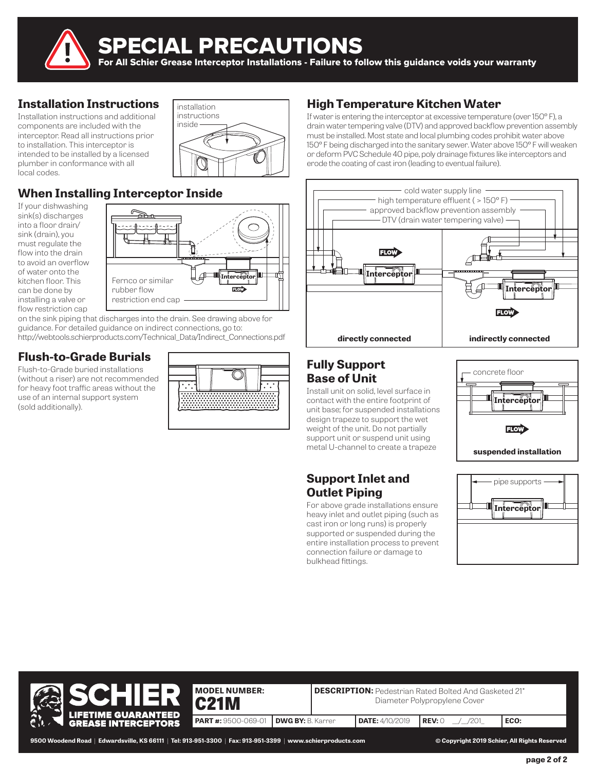# SPECIAL PRECAUTIONS

**For All Schier Grease Interceptor Installations - Failure to follow this guidance voids your warranty**

## Installation Instructions

Installation instructions and additional components are included with the interceptor. Read all instructions prior to installation. This interceptor is intended to be installed by a licensed plumber in conformance with all local codes.

installation instructions inside

## When Installing Interceptor Inside

If your dishwashing sink(s) discharges into a floor drain/sink (drain), you must regulate the flow into the drain to avoid an overflow of water onto the kitchen floor. This can be done by installing a valve or flow restriction cap on the sink piping that discharges into the drain. See drawing above for guidance. For detailed guidance on indirect connections, go to: http://webtools.schierproducts.com/Technical_Data/Indirect_Connections.pdf

Fernco or similar rubber flow restriction end cap

Interceptor

FLOW

## Flush-to-Grade Burials

Flush-to-Grade buried installations (without a riser) are not recommended for heavy foot traffic areas without the use of an internal support system (sold additionally).

## High Temperature Kitchen Water

If water is entering the interceptor at excessive temperature (over 150° F), a drain water tempering valve (DTV) and approved backflow prevention assembly must be installed. Most state and local plumbing codes prohibit water above 150° F being discharged into the sanitary sewer. Water above 150° F will weaken or deform PVC Schedule 40 pipe, poly drainage fixtures like interceptors and erode the coating of cast iron (leading to eventual failure).

cold water supply line

high temperature effluent ( > 150° F)

approved backflow prevention assembly

DTV (drain water tempering valve)

FLOW

Interceptor

directly connected

indirectly connected

## Fully Support Base of Unit

Install unit on solid, level surface in contact with the entire footprint of unit base; for suspended installations design trapeze to support the wet weight of the unit. Do not partially support unit or suspend unit using metal U-channel to create a trapeze

concrete floor

Interceptor

FLOW

suspended installation

## Support Inlet and Outlet Piping

For above grade installations ensure heavy inlet and outlet piping (such as cast iron or long runs) is properly supported or suspended during the entire installation process to prevent connection failure or damage to bulkhead fittings.

pipe supports

Interceptor

---

**SCHIER** LIFETIME GUARANTEED GREASE INTERCEPTORS

| MODEL NUMBER: C21M | DESCRIPTION: Pedestrian Rated Bolted And Gasketed 21" Diameter Polypropylene Cover | | | |
|---|---|---|---|---|
| **PART #:** 9500-069-01 | **DWG BY:** B. Karrer | **DATE:** 4/10/2019 | **REV:** 0 __/__/201_ | **ECO:** |

9500 Woodend Road | Edwardsville, KS 66111 | Tel: 913-951-3300 | Fax: 913-951-3399 | www.schierproducts.com

© Copyright 2019 Schier, All Rights Reserved